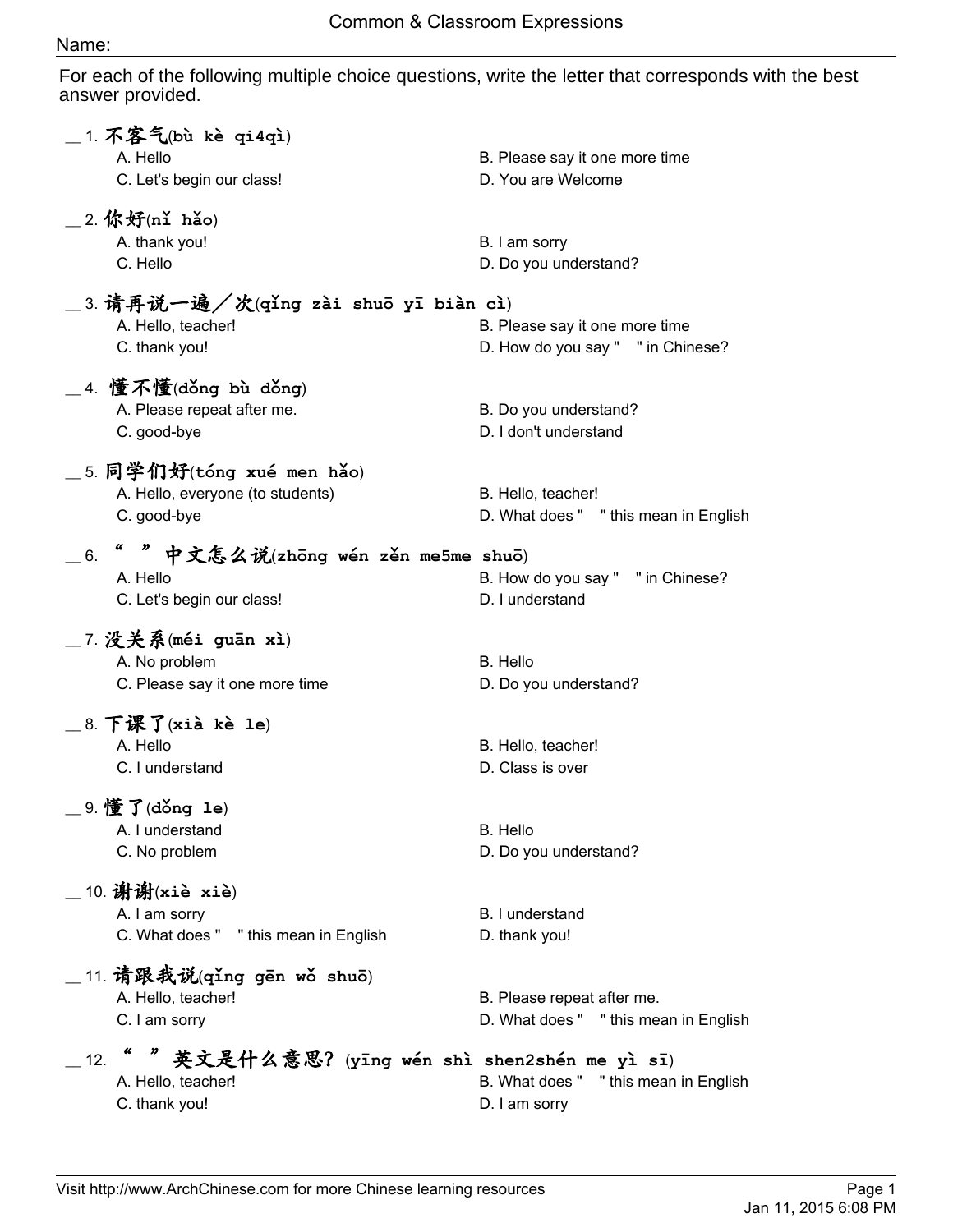# Common & Classroom Expressions

Name:

For each of the following multiple choice questions, write the letter that corresponds with the best answer provided.

__ 1. 不客气(bù kè qi4qì)

- A. Hello
- B. Please say it one more time
- C. Let's begin our class!
- D. You are Welcome

__ 2. 你好(nǐ hǎo)

- A. thank you!
- B. I am sorry
- C. Hello
- D. Do you understand?

__ 3. 请再说一遍／次(qǐng zài shuō yī biàn cì)

- A. Hello, teacher!
- B. Please say it one more time
- C. thank you!
- D. How do you say "  " in Chinese?

__ 4. 懂不懂(dǒng bù dǒng)

- A. Please repeat after me.
- B. Do you understand?
- C. good-bye
- D. I don't understand

__ 5. 同学们好(tóng xué men hǎo)

- A. Hello, everyone (to students)
- B. Hello, teacher!
- C. good-bye
- D. What does "  " this mean in English

__ 6. “  ”中文怎么说(zhōng wén zěn me5me shuō)

- A. Hello
- B. How do you say "  " in Chinese?
- C. Let's begin our class!
- D. I understand

__ 7. 没关系(méi guān xì)

- A. No problem
- B. Hello
- C. Please say it one more time
- D. Do you understand?

__ 8. 下课了(xià kè le)

- A. Hello
- B. Hello, teacher!
- C. I understand
- D. Class is over

__ 9. 懂了(dǒng le)

- A. I understand
- B. Hello
- C. No problem
- D. Do you understand?

__ 10. 谢谢(xiè xiè)

- A. I am sorry
- B. I understand
- C. What does "  " this mean in English
- D. thank you!

__ 11. 请跟我说(qǐng gēn wǒ shuō)

- A. Hello, teacher!
- B. Please repeat after me.
- C. I am sorry
- D. What does "  " this mean in English

__ 12. “  ”英文是什么意思？(yīng wén shì shen2shén me yì sī)

- A. Hello, teacher!
- B. What does "  " this mean in English
- C. thank you!
- D. I am sorry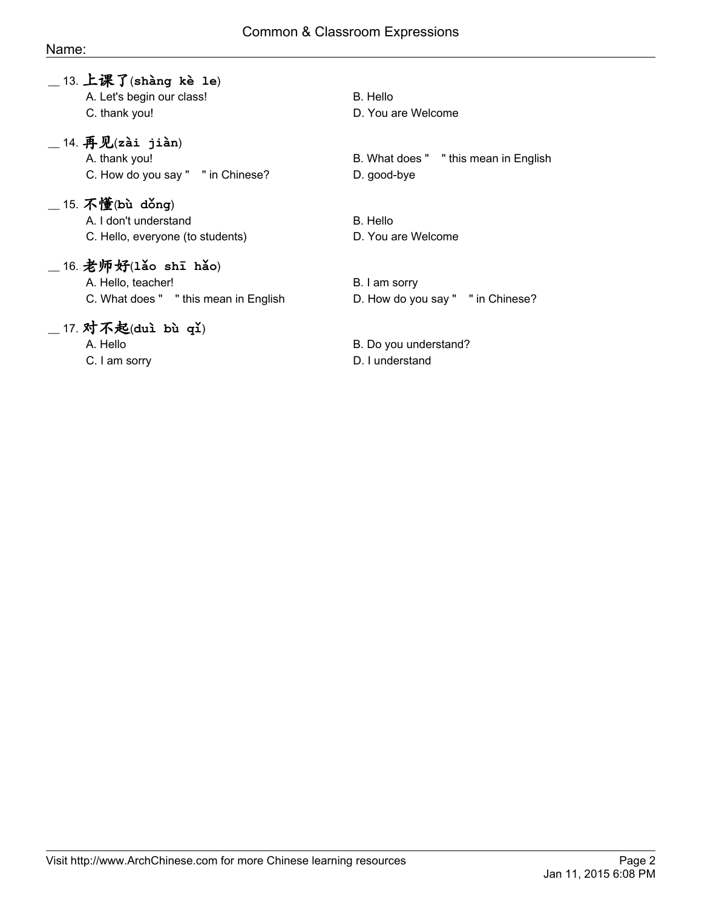Name:

__ 13. **上课了**(**shàng kè le**)

A. Let's begin our class!
B. Hello
C. thank you!
D. You are Welcome

__ 14. **再见**(**zài jiàn**)

A. thank you!
B. What does "    " this mean in English
C. How do you say "    " in Chinese?
D. good-bye

__ 15. **不懂**(**bù dǒng**)

A. I don't understand
B. Hello
C. Hello, everyone (to students)
D. You are Welcome

__ 16. **老师好**(**lǎo shī hǎo**)

A. Hello, teacher!
B. I am sorry
C. What does "    " this mean in English
D. How do you say "    " in Chinese?

__ 17. **对不起**(**duì bù qǐ**)

A. Hello
B. Do you understand?
C. I am sorry
D. I understand